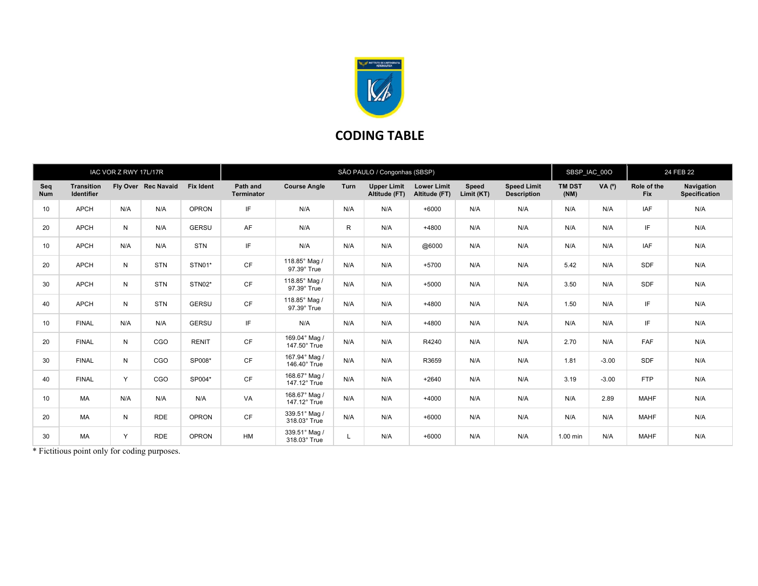# CODING TABLE

| IAC VOR Z RWY 17L/17R | | | | SÃO PAULO / Congonhas (SBSP) | | | | | | | SBSP_IAC_00O | | 24 FEB 22 | |
|---|---|---|---|---|---|---|---|---|---|---|---|---|---|---|
| **Seq Num** | **Transition Identifier** | **Fly Over** | **Rec Navaid** | **Fix Ident** | **Path and Terminator** | **Course Angle** | **Turn** | **Upper Limit Altitude (FT)** | **Lower Limit Altitude (FT)** | **Speed Limit (KT)** | **Speed Limit Description** | **TM DST (NM)** | **VA (º)** | **Role of the Fix** | **Navigation Specification** |
| 10 | APCH | N/A | N/A | OPRON | IF | N/A | N/A | N/A | +6000 | N/A | N/A | N/A | N/A | IAF | N/A |
| 20 | APCH | N | N/A | GERSU | AF | N/A | R | N/A | +4800 | N/A | N/A | N/A | N/A | IF | N/A |
| 10 | APCH | N/A | N/A | STN | IF | N/A | N/A | N/A | @6000 | N/A | N/A | N/A | N/A | IAF | N/A |
| 20 | APCH | N | STN | STN01* | CF | 118.85° Mag / 97.39° True | N/A | N/A | +5700 | N/A | N/A | 5.42 | N/A | SDF | N/A |
| 30 | APCH | N | STN | STN02* | CF | 118.85° Mag / 97.39° True | N/A | N/A | +5000 | N/A | N/A | 3.50 | N/A | SDF | N/A |
| 40 | APCH | N | STN | GERSU | CF | 118.85° Mag / 97.39° True | N/A | N/A | +4800 | N/A | N/A | 1.50 | N/A | IF | N/A |
| 10 | FINAL | N/A | N/A | GERSU | IF | N/A | N/A | N/A | +4800 | N/A | N/A | N/A | N/A | IF | N/A |
| 20 | FINAL | N | CGO | RENIT | CF | 169.04° Mag / 147.50° True | N/A | N/A | R4240 | N/A | N/A | 2.70 | N/A | FAF | N/A |
| 30 | FINAL | N | CGO | SP008* | CF | 167.94° Mag / 146.40° True | N/A | N/A | R3659 | N/A | N/A | 1.81 | -3.00 | SDF | N/A |
| 40 | FINAL | Y | CGO | SP004* | CF | 168.67° Mag / 147.12° True | N/A | N/A | +2640 | N/A | N/A | 3.19 | -3.00 | FTP | N/A |
| 10 | MA | N/A | N/A | N/A | VA | 168.67° Mag / 147.12° True | N/A | N/A | +4000 | N/A | N/A | N/A | 2.89 | MAHF | N/A |
| 20 | MA | N | RDE | OPRON | CF | 339.51° Mag / 318.03° True | N/A | N/A | +6000 | N/A | N/A | N/A | N/A | MAHF | N/A |
| 30 | MA | Y | RDE | OPRON | HM | 339.51° Mag / 318.03° True | L | N/A | +6000 | N/A | N/A | 1.00 min | N/A | MAHF | N/A |

\* Fictitious point only for coding purposes.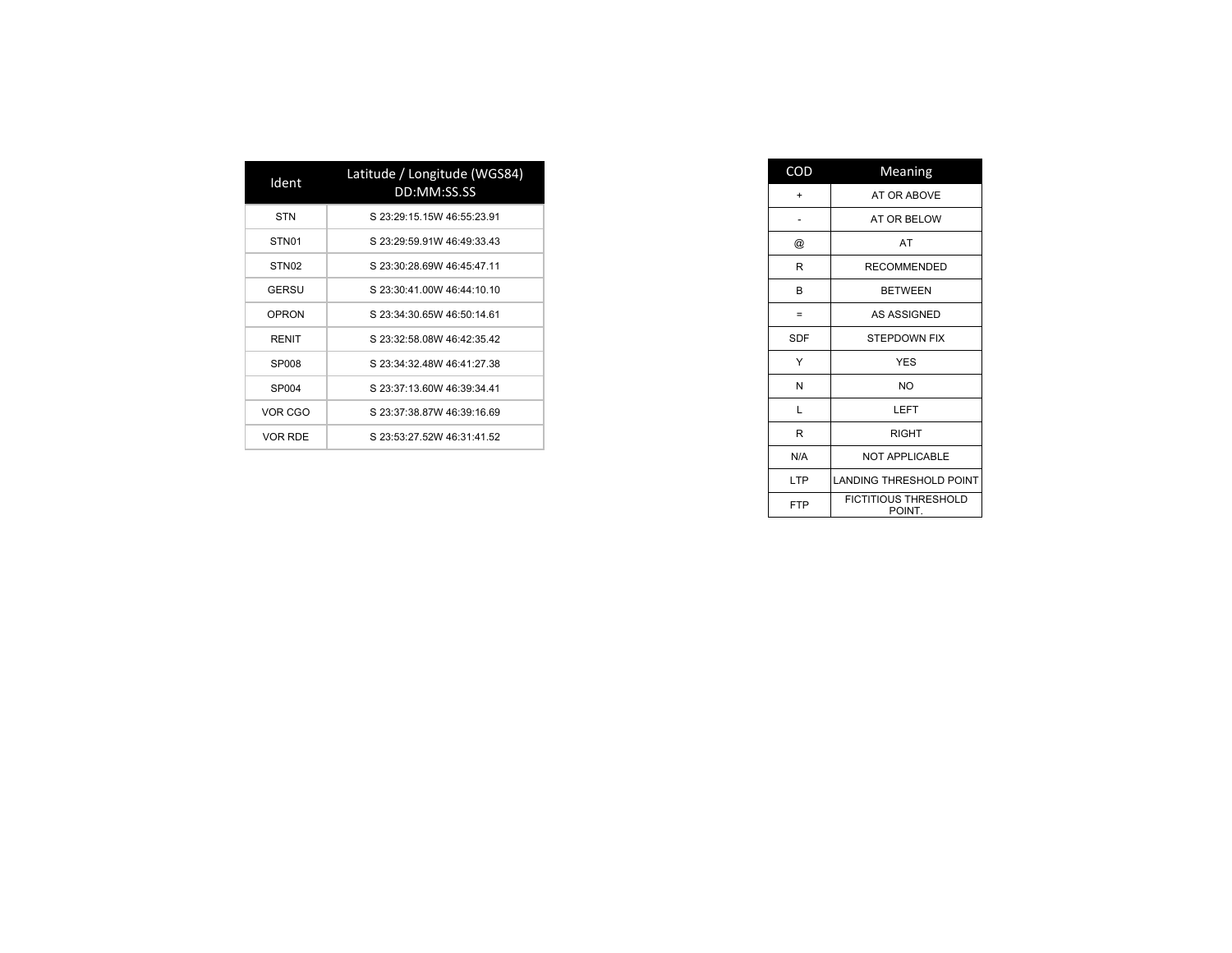| Ident | Latitude / Longitude (WGS84) DD:MM:SS.SS |
| --- | --- |
| STN | S 23:29:15.15W 46:55:23.91 |
| STN01 | S 23:29:59.91W 46:49:33.43 |
| STN02 | S 23:30:28.69W 46:45:47.11 |
| GERSU | S 23:30:41.00W 46:44:10.10 |
| OPRON | S 23:34:30.65W 46:50:14.61 |
| RENIT | S 23:32:58.08W 46:42:35.42 |
| SP008 | S 23:34:32.48W 46:41:27.38 |
| SP004 | S 23:37:13.60W 46:39:34.41 |
| VOR CGO | S 23:37:38.87W 46:39:16.69 |
| VOR RDE | S 23:53:27.52W 46:31:41.52 |

| COD | Meaning |
| --- | --- |
| + | AT OR ABOVE |
| - | AT OR BELOW |
| @ | AT |
| R | RECOMMENDED |
| B | BETWEEN |
| = | AS ASSIGNED |
| SDF | STEPDOWN FIX |
| Y | YES |
| N | NO |
| L | LEFT |
| R | RIGHT |
| N/A | NOT APPLICABLE |
| LTP | LANDING THRESHOLD POINT |
| FTP | FICTITIOUS THRESHOLD POINT. |